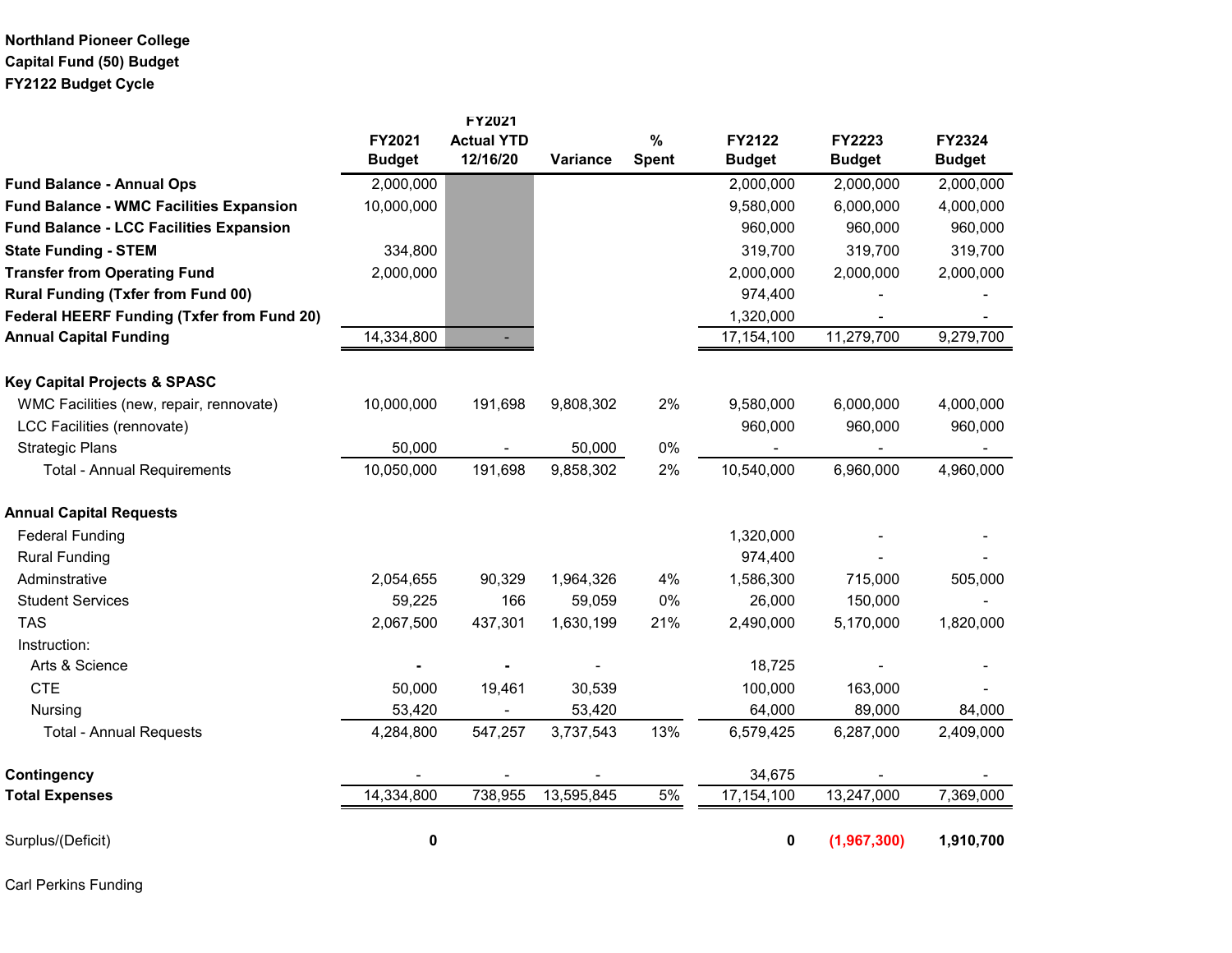**Northland Pioneer College**
**Capital Fund (50) Budget**
**FY2122 Budget Cycle**

| | FY2021 Budget | FY2021 Actual YTD 12/16/20 | Variance | % Spent | FY2122 Budget | FY2223 Budget | FY2324 Budget |
|---|---|---|---|---|---|---|---|
| **Fund Balance - Annual Ops** | 2,000,000 | | | | 2,000,000 | 2,000,000 | 2,000,000 |
| **Fund Balance - WMC Facilities Expansion** | 10,000,000 | | | | 9,580,000 | 6,000,000 | 4,000,000 |
| **Fund Balance - LCC Facilities Expansion** | | | | | 960,000 | 960,000 | 960,000 |
| **State Funding - STEM** | 334,800 | | | | 319,700 | 319,700 | 319,700 |
| **Transfer from Operating Fund** | 2,000,000 | | | | 2,000,000 | 2,000,000 | 2,000,000 |
| **Rural Funding (Txfer from Fund 00)** | | | | | 974,400 | - | - |
| **Federal HEERF Funding (Txfer from Fund 20)** | | | | | 1,320,000 | - | - |
| **Annual Capital Funding** | 14,334,800 | - | | | 17,154,100 | 11,279,700 | 9,279,700 |
| | | | | | | | |
| **Key Capital Projects & SPASC** | | | | | | | |
| WMC Facilities (new, repair, rennovate) | 10,000,000 | 191,698 | 9,808,302 | 2% | 9,580,000 | 6,000,000 | 4,000,000 |
| LCC Facilities (rennovate) | | | | | 960,000 | 960,000 | 960,000 |
| Strategic Plans | 50,000 | - | 50,000 | 0% | - | - | - |
| Total - Annual Requirements | 10,050,000 | 191,698 | 9,858,302 | 2% | 10,540,000 | 6,960,000 | 4,960,000 |
| | | | | | | | |
| **Annual Capital Requests** | | | | | | | |
| Federal Funding | | | | | 1,320,000 | - | - |
| Rural Funding | | | | | 974,400 | - | - |
| Adminstrative | 2,054,655 | 90,329 | 1,964,326 | 4% | 1,586,300 | 715,000 | 505,000 |
| Student Services | 59,225 | 166 | 59,059 | 0% | 26,000 | 150,000 | - |
| TAS | 2,067,500 | 437,301 | 1,630,199 | 21% | 2,490,000 | 5,170,000 | 1,820,000 |
| Instruction: | | | | | | | |
| Arts & Science | - | - | - | | 18,725 | - | - |
| CTE | 50,000 | 19,461 | 30,539 | | 100,000 | 163,000 | - |
| Nursing | 53,420 | - | 53,420 | | 64,000 | 89,000 | 84,000 |
| Total - Annual Requests | 4,284,800 | 547,257 | 3,737,543 | 13% | 6,579,425 | 6,287,000 | 2,409,000 |
| | | | | | | | |
| **Contingency** | - | - | - | | 34,675 | - | - |
| **Total Expenses** | 14,334,800 | 738,955 | 13,595,845 | 5% | 17,154,100 | 13,247,000 | 7,369,000 |
| | | | | | | | |
| Surplus/(Deficit) | **0** | | | | **0** | **(1,967,300)** | **1,910,700** |

Carl Perkins Funding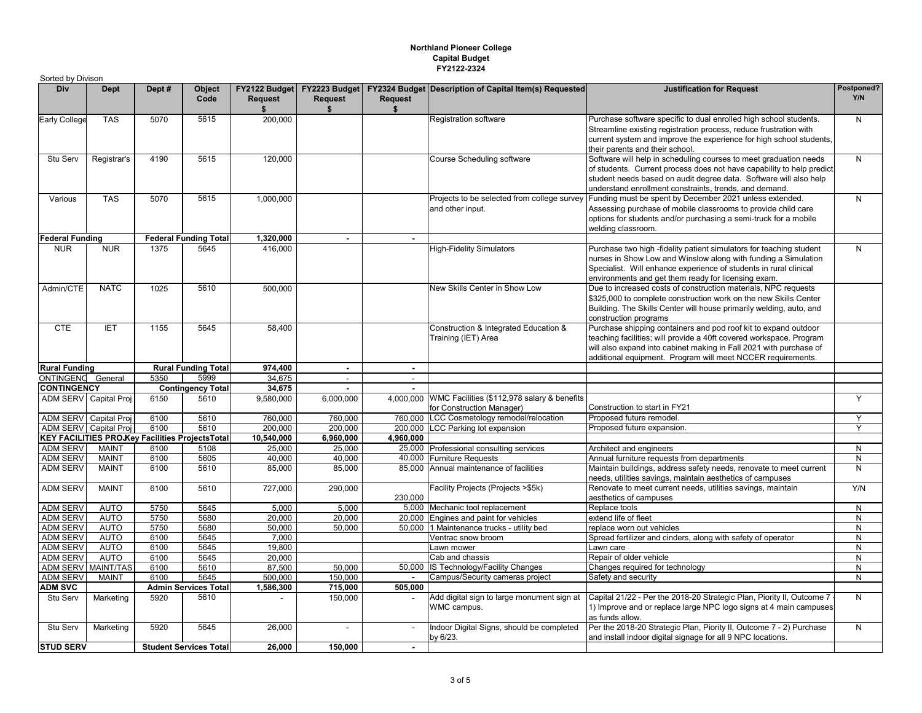**Northland Pioneer College**
**Capital Budget**
**FY2122-2324**

Sorted by Divison

| Div | Dept | Dept # | Object Code | FY2122 Budget Request $ | FY2223 Budget Request $ | FY2324 Budget Request $ | Description of Capital Item(s) Requested | Justification for Request | Postponed? Y/N |
|---|---|---|---|---|---|---|---|---|---|
| Early College | TAS | 5070 | 5615 | 200,000 | | | Registration software | Purchase software specific to dual enrolled high school students. Streamline existing registration process, reduce frustration with current system and improve the experience for high school students, their parents and their school. | N |
| Stu Serv | Registrar's | 4190 | 5615 | 120,000 | | | Course Scheduling software | Software will help in scheduling courses to meet graduation needs of students. Current process does not have capability to help predict student needs based on audit degree data. Software will also help understand enrollment constraints, trends, and demand. | N |
| Various | TAS | 5070 | 5615 | 1,000,000 | | | Projects to be selected from college survey and other input. | Funding must be spent by December 2021 unless extended. Assessing purchase of mobile classrooms to provide child care options for students and/or purchasing a semi-truck for a mobile welding classroom. | N |
| **Federal Funding** | | **Federal Funding Total** | | **1,320,000** | **-** | **-** | | | |
| NUR | NUR | 1375 | 5645 | 416,000 | | | High-Fidelity Simulators | Purchase two high -fidelity patient simulators for teaching student nurses in Show Low and Winslow along with funding a Simulation Specialist. Will enhance experience of students in rural clinical environments and get them ready for licensing exam. | N |
| Admin/CTE | NATC | 1025 | 5610 | 500,000 | | | New Skills Center in Show Low | Due to increased costs of construction materials, NPC requests $325,000 to complete construction work on the new Skills Center Building. The Skills Center will house primarily welding, auto, and construction programs | |
| CTE | IET | 1155 | 5645 | 58,400 | | | Construction & Integrated Education & Training (IET) Area | Purchase shipping containers and pod roof kit to expand outdoor teaching facilities; will provide a 40ft covered workspace. Program will also expand into cabinet making in Fall 2021 with purchase of additional equipment. Program will meet NCCER requirements. | |
| **Rural Funding** | | **Rural Funding Total** | | **974,400** | **-** | **-** | | | |
| CONTINGENCY | General | 5350 | 5999 | 34,675 | - | - | | | |
| **CONTINGENCY** | | **Contingency Total** | | **34,675** | **-** | **-** | | | |
| ADM SERV | Capital Proj | 6150 | 5610 | 9,580,000 | 6,000,000 | 4,000,000 | WMC Facilities ($112,978 salary & benefits for Construction Manager) | Construction to start in FY21 | Y |
| ADM SERV | Capital Proj | 6100 | 5610 | 760,000 | 760,000 | 760,000 | LCC Cosmetology remodel/relocation | Proposed future remodel. | Y |
| ADM SERV | Capital Proj | 6100 | 5610 | 200,000 | 200,000 | 200,000 | LCC Parking lot expansion | Proposed future expansion. | Y |
| **KEY FACILITIES PROJ** | | **Key Facilities Projects Total** | | **10,540,000** | **6,960,000** | **4,960,000** | | | |
| ADM SERV | MAINT | 6100 | 5108 | 25,000 | 25,000 | 25,000 | Professional consulting services | Architect and engineers | N |
| ADM SERV | MAINT | 6100 | 5605 | 40,000 | 40,000 | 40,000 | Furniture Requests | Annual furniture requests from departments | N |
| ADM SERV | MAINT | 6100 | 5610 | 85,000 | 85,000 | 85,000 | Annual maintenance of facilities | Maintain buildings, address safety needs, renovate to meet current needs, utilities savings, maintain aesthetics of campuses | N |
| ADM SERV | MAINT | 6100 | 5610 | 727,000 | 290,000 | 230,000 | Facility Projects (Projects >$5k) | Renovate to meet current needs, utilities savings, maintain aesthetics of campuses | Y/N |
| ADM SERV | AUTO | 5750 | 5645 | 5,000 | 5,000 | 5,000 | Mechanic tool replacement | Replace tools | N |
| ADM SERV | AUTO | 5750 | 5680 | 20,000 | 20,000 | 20,000 | Engines and paint for vehicles | extend life of fleet | N |
| ADM SERV | AUTO | 5750 | 5680 | 50,000 | 50,000 | 50,000 | 1 Maintenance trucks - utility bed | replace worn out vehicles | N |
| ADM SERV | AUTO | 6100 | 5645 | 7,000 | | | Ventrac snow broom | Spread fertilizer and cinders, along with safety of operator | N |
| ADM SERV | AUTO | 6100 | 5645 | 19,800 | | | Lawn mower | Lawn care | N |
| ADM SERV | AUTO | 6100 | 5645 | 20,000 | | | Cab and chassis | Repair of older vehicle | N |
| ADM SERV | MAINT/TAS | 6100 | 5610 | 87,500 | 50,000 | 50,000 | IS Technology/Facility Changes | Changes required for technology | N |
| ADM SERV | MAINT | 6100 | 5645 | 500,000 | 150,000 | - | Campus/Security cameras project | Safety and security | N |
| **ADM SVC** | | **Admin Services Total** | | **1,586,300** | **715,000** | **505,000** | | | |
| Stu Serv | Marketing | 5920 | 5610 | - | 150,000 | - | Add digital sign to large monument sign at WMC campus. | Capital 21/22 - Per the 2018-20 Strategic Plan, Piority II, Outcome 7 - 1) Improve and or replace large NPC logo signs at 4 main campuses as funds allow. | N |
| Stu Serv | Marketing | 5920 | 5645 | 26,000 | - | - | Indoor Digital Signs, should be completed by 6/23. | Per the 2018-20 Strategic Plan, Piority II, Outcome 7 - 2) Purchase and install indoor digital signage for all 9 NPC locations. | N |
| **STUD SERV** | | **Student Services Total** | | **26,000** | **150,000** | **-** | | | |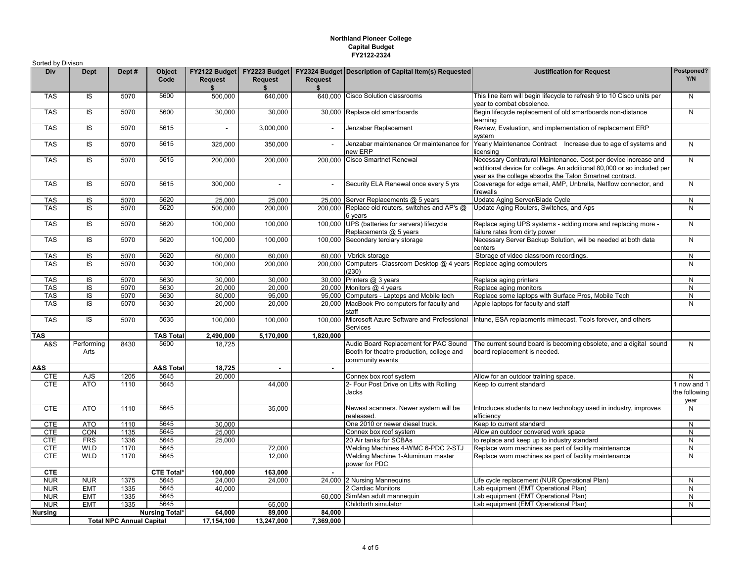**Northland Pioneer College**
**Capital Budget**
**FY2122-2324**

Sorted by Divison

| Div | Dept | Dept # | Object Code | FY2122 Budget Request $ | FY2223 Budget Request $ | FY2324 Budget Request $ | Description of Capital Item(s) Requested | Justification for Request | Postponed? Y/N |
|---|---|---|---|---|---|---|---|---|---|
| TAS | IS | 5070 | 5600 | 500,000 | 640,000 | 640,000 | Cisco Solution classrooms | This line item will begin lifecycle to refresh 9 to 10 Cisco units per year to combat obsolence. | N |
| TAS | IS | 5070 | 5600 | 30,000 | 30,000 | 30,000 | Replace old smartboards | Begin lifecycle replacement of old smartboards non-distance learning | N |
| TAS | IS | 5070 | 5615 | - | 3,000,000 | - | Jenzabar Replacement | Review, Evaluation, and implementation of replacement ERP system | |
| TAS | IS | 5070 | 5615 | 325,000 | 350,000 | - | Jenzabar maintenance Or maintenance for new ERP | Yearly Maintenance Contract Increase due to age of systems and licensing | N |
| TAS | IS | 5070 | 5615 | 200,000 | 200,000 | 200,000 | Cisco Smartnet Renewal | Necessary Contratural Maintenance. Cost per device increase and additional device for college. An additional 80,000 or so included per year as the college absorbs the Talon Smartnet contract. | N |
| TAS | IS | 5070 | 5615 | 300,000 | - | - | Security ELA Renewal once every 5 yrs | Coaverage for edge email, AMP, Unbrella, Netflow connector, and firewalls | N |
| TAS | IS | 5070 | 5620 | 25,000 | 25,000 | 25,000 | Server Replacements @ 5 years | Update Aging Server/Blade Cycle | N |
| TAS | IS | 5070 | 5620 | 500,000 | 200,000 | 200,000 | Replace old routers, switches and AP's @ 6 years | Update Aging Routers, Switches, and Aps | N |
| TAS | IS | 5070 | 5620 | 100,000 | 100,000 | 100,000 | UPS (batteries for servers) lifecycle Replacements @ 5 years | Replace aging UPS systems - adding more and replacing more - failure rates from dirty power | N |
| TAS | IS | 5070 | 5620 | 100,000 | 100,000 | 100,000 | Secondary terciary storage | Necessary Server Backup Solution, will be needed at both data centers | N |
| TAS | IS | 5070 | 5620 | 60,000 | 60,000 | 60,000 | Vbrick storage | Storage of video classroom recordings. | N |
| TAS | IS | 5070 | 5630 | 100,000 | 200,000 | 200,000 | Computers -Classroom Desktop @ 4 years (230) | Replace aging computers | N |
| TAS | IS | 5070 | 5630 | 30,000 | 30,000 | 30,000 | Printers @ 3 years | Replace aging printers | N |
| TAS | IS | 5070 | 5630 | 20,000 | 20,000 | 20,000 | Monitors @ 4 years | Replace aging monitors | N |
| TAS | IS | 5070 | 5630 | 80,000 | 95,000 | 95,000 | Computers - Laptops and Mobile tech | Replace some laptops with Surface Pros, Mobile Tech | N |
| TAS | IS | 5070 | 5630 | 20,000 | 20,000 | 20,000 | MacBook Pro computers for faculty and staff | Apple laptops for faculty and staff | N |
| TAS | IS | 5070 | 5635 | 100,000 | 100,000 | 100,000 | Microsoft Azure Software and Professional Services | Intune, ESA replacments mimecast, Tools forever, and others | |
| **TAS** | | | **TAS Total** | **2,490,000** | **5,170,000** | **1,820,000** | | | |
| A&S | Performing Arts | 8430 | 5600 | 18,725 | | | Audio Board Replacement for PAC Sound Booth for theatre production, college and community events | The current sound board is becoming obsolete, and a digital sound board replacement is needed. | N |
| **A&S** | | | **A&S Total** | **18,725** | **-** | **-** | | | |
| CTE | AJS | 1205 | 5645 | 20,000 | | | Connex box roof system | Allow for an outdoor training space. | N |
| CTE | ATO | 1110 | 5645 | | 44,000 | | 2- Four Post Drive on Lifts with Rolling Jacks | Keep to current standard | 1 now and 1 the following year |
| CTE | ATO | 1110 | 5645 | | 35,000 | | Newest scanners. Newer system will be realeased. | Introduces students to new technology used in industry, improves efficiency | N |
| CTE | ATO | 1110 | 5645 | 30,000 | | | One 2010 or newer diesel truck. | Keep to current standard | N |
| CTE | CON | 1135 | 5645 | 25,000 | | | Connex box roof system | Allow an outdoor convered work space | N |
| CTE | FRS | 1336 | 5645 | 25,000 | | | 20 Air tanks for SCBAs | to replace and keep up to industry standard | N |
| CTE | WLD | 1170 | 5645 | | 72,000 | | Welding Machines 4-WMC 6-PDC 2-STJ | Replace worn machines as part of facility maintenance | N |
| CTE | WLD | 1170 | 5645 | | 12,000 | | Welding Machine 1-Aluminum master power for PDC | Replace worn machines as part of facility maintenance | N |
| **CTE** | | | **CTE Total*** | **100,000** | **163,000** | **-** | | | |
| NUR | NUR | 1375 | 5645 | 24,000 | 24,000 | 24,000 | 2 Nursing Mannequins | Life cycle replacement (NUR Operational Plan) | N |
| NUR | EMT | 1335 | 5645 | 40,000 | | | 2 Cardiac Monitors | Lab equipment (EMT Operational Plan) | N |
| NUR | EMT | 1335 | 5645 | | | 60,000 | SimMan adult mannequin | Lab equipment (EMT Operational Plan) | N |
| NUR | EMT | 1335 | 5645 | | 65,000 | | Childbirth simulator | Lab equipment (EMT Operational Plan) | N |
| **Nursing** | | | **Nursing Total*** | **64,000** | **89,000** | **84,000** | | | |
| | **Total NPC Annual Capital** | | | **17,154,100** | **13,247,000** | **7,369,000** | | | |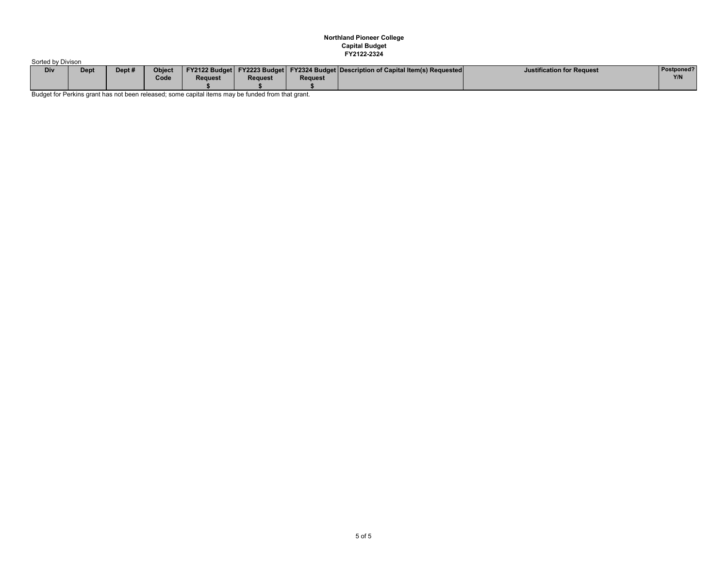**Northland Pioneer College**
**Capital Budget**
**FY2122-2324**

Sorted by Divison

| Div | Dept | Dept # | Object Code | FY2122 Budget Request $ | FY2223 Budget Request $ | FY2324 Budget Request $ | Description of Capital Item(s) Requested | Justification for Request | Postponed? Y/N |
|---|---|---|---|---|---|---|---|---|---|

Budget for Perkins grant has not been released; some capital items may be funded from that grant.